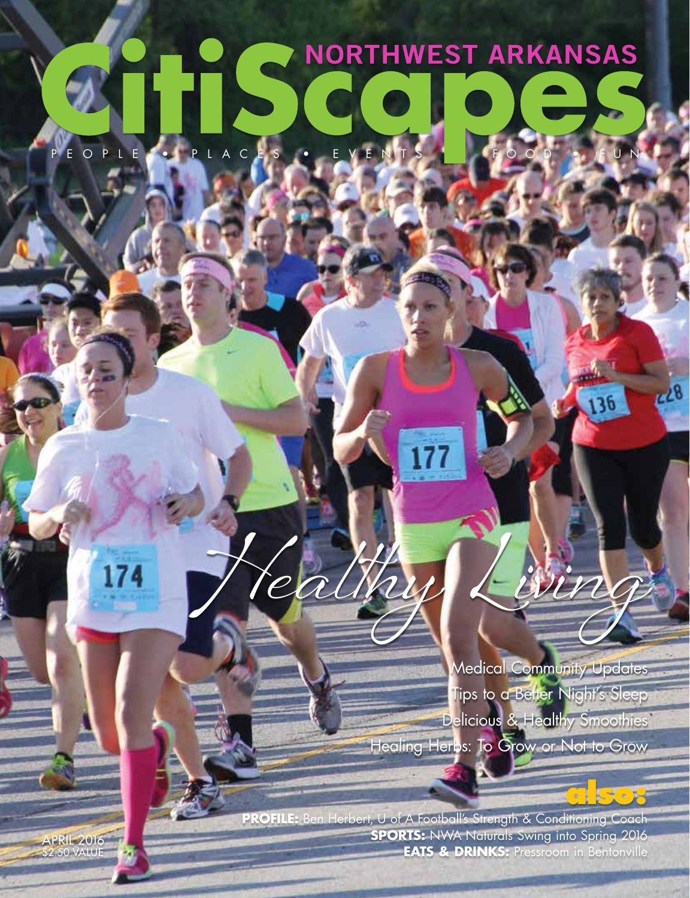# CitiScapes

NORTHWEST ARKANSAS

PEOPLE • PLACES • EVENTS • FOOD • FUN

## *Healthy Living*

Medical Community Updates

Tips to a Better Night's Sleep

Delicious & Healthy Smoothies

Healing Herbs: To Grow or Not to Grow

### also:

**PROFILE:** Ben Herbert, U of A Football's Strength & Conditioning Coach

**SPORTS:** NWA Naturals Swing into Spring 2016

**EATS & DRINKS:** Pressroom in Bentonville

APRIL 2016
$2.50 VALUE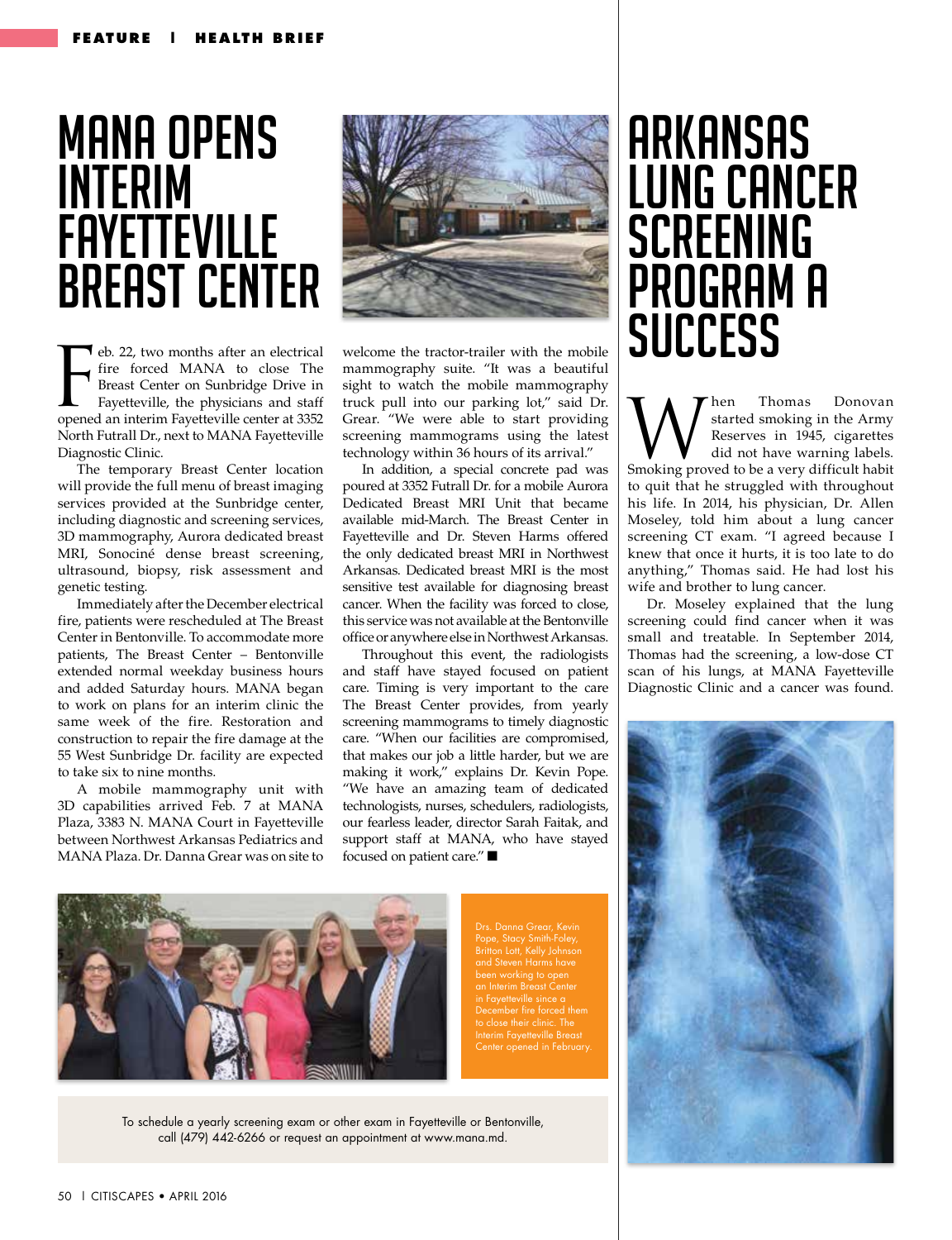# MANA Opens Interim Fayetteville Breast Center

Feb. 22, two months after an electrical fire forced MANA to close The Breast Center on Sunbridge Drive in Fayetteville, the physicians and staff opened an interim Fayetteville center at 3352 North Futrall Dr., next to MANA Fayetteville Diagnostic Clinic.

The temporary Breast Center location will provide the full menu of breast imaging services provided at the Sunbridge center, including diagnostic and screening services, 3D mammography, Aurora dedicated breast MRI, Sonociné dense breast screening, ultrasound, biopsy, risk assessment and genetic testing.

Immediately after the December electrical fire, patients were rescheduled at The Breast Center in Bentonville. To accommodate more patients, The Breast Center – Bentonville extended normal weekday business hours and added Saturday hours. MANA began to work on plans for an interim clinic the same week of the fire. Restoration and construction to repair the fire damage at the 55 West Sunbridge Dr. facility are expected to take six to nine months.

A mobile mammography unit with 3D capabilities arrived Feb. 7 at MANA Plaza, 3383 N. MANA Court in Fayetteville between Northwest Arkansas Pediatrics and MANA Plaza. Dr. Danna Grear was on site to welcome the tractor-trailer with the mobile mammography suite. "It was a beautiful sight to watch the mobile mammography truck pull into our parking lot," said Dr. Grear. "We were able to start providing screening mammograms using the latest technology within 36 hours of its arrival."

In addition, a special concrete pad was poured at 3352 Futrall Dr. for a mobile Aurora Dedicated Breast MRI Unit that became available mid-March. The Breast Center in Fayetteville and Dr. Steven Harms offered the only dedicated breast MRI in Northwest Arkansas. Dedicated breast MRI is the most sensitive test available for diagnosing breast cancer. When the facility was forced to close, this service was not available at the Bentonville office or anywhere else in Northwest Arkansas.

Throughout this event, the radiologists and staff have stayed focused on patient care. Timing is very important to the care The Breast Center provides, from yearly screening mammograms to timely diagnostic care. "When our facilities are compromised, that makes our job a little harder, but we are making it work," explains Dr. Kevin Pope. "We have an amazing team of dedicated technologists, nurses, schedulers, radiologists, our fearless leader, director Sarah Faitak, and support staff at MANA, who have stayed focused on patient care." ■

Drs. Danna Grear, Kevin Pope, Stacy Smith-Foley, Britton Lott, Kelly Johnson and Steven Harms have been working to open an Interim Breast Center in Fayetteville since a December fire forced them to close their clinic. The Interim Fayetteville Breast Center opened in February.

To schedule a yearly screening exam or other exam in Fayetteville or Bentonville, call (479) 442-6266 or request an appointment at www.mana.md.

# Arkansas Lung Cancer Screening Program a Success

When Thomas Donovan started smoking in the Army Reserves in 1945, cigarettes did not have warning labels. Smoking proved to be a very difficult habit to quit that he struggled with throughout his life. In 2014, his physician, Dr. Allen Moseley, told him about a lung cancer screening CT exam. "I agreed because I knew that once it hurts, it is too late to do anything," Thomas said. He had lost his wife and brother to lung cancer.

Dr. Moseley explained that the lung screening could find cancer when it was small and treatable. In September 2014, Thomas had the screening, a low-dose CT scan of his lungs, at MANA Fayetteville Diagnostic Clinic and a cancer was found.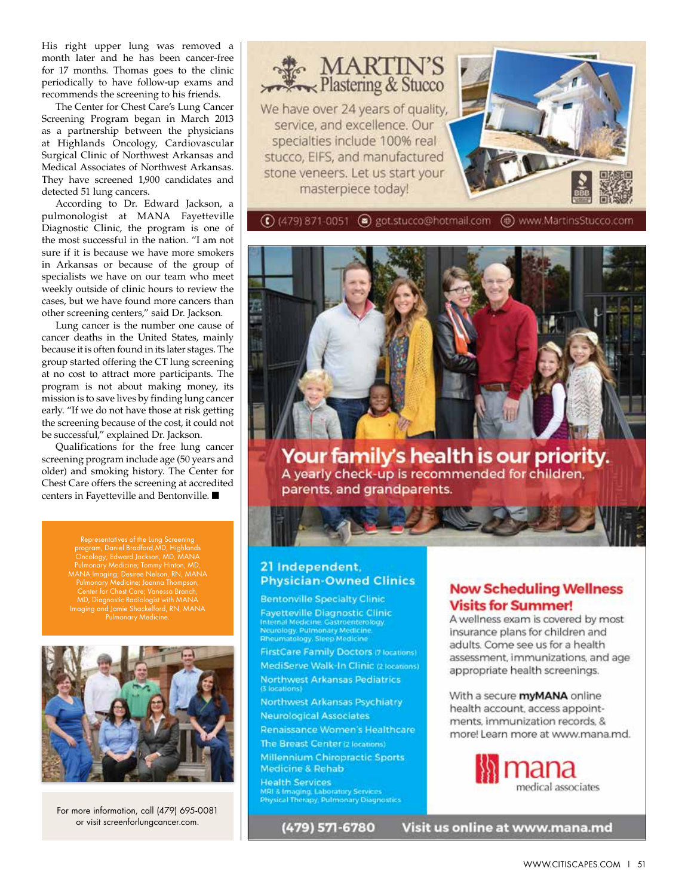His right upper lung was removed a month later and he has been cancer-free for 17 months. Thomas goes to the clinic periodically to have follow-up exams and recommends the screening to his friends.

The Center for Chest Care's Lung Cancer Screening Program began in March 2013 as a partnership between the physicians at Highlands Oncology, Cardiovascular Surgical Clinic of Northwest Arkansas and Medical Associates of Northwest Arkansas. They have screened 1,900 candidates and detected 51 lung cancers.

According to Dr. Edward Jackson, a pulmonologist at MANA Fayetteville Diagnostic Clinic, the program is one of the most successful in the nation. "I am not sure if it is because we have more smokers in Arkansas or because of the group of specialists we have on our team who meet weekly outside of clinic hours to review the cases, but we have found more cancers than other screening centers," said Dr. Jackson.

Lung cancer is the number one cause of cancer deaths in the United States, mainly because it is often found in its later stages. The group started offering the CT lung screening at no cost to attract more participants. The program is not about making money, its mission is to save lives by finding lung cancer early. "If we do not have those at risk getting the screening because of the cost, it could not be successful," explained Dr. Jackson.

Qualifications for the free lung cancer screening program include age (50 years and older) and smoking history. The Center for Chest Care offers the screening at accredited centers in Fayetteville and Bentonville. ■

Representatives of the Lung Screening program, Daniel Bradford,MD, Highlands Oncology; Edward Jackson, MD, MANA Pulmonary Medicine; Tommy Hinton, MD, MANA Imaging; Desiree Nelson, RN, MANA Pulmonary Medicine; Joanna Thompson, Center for Chest Care; Vanessa Branch, MD, Diagnostic Radiologist with MANA Imaging and Jamie Shackelford, RN, MANA Pulmonary Medicine.

For more information, call (479) 695-0081 or visit screenforlungcancer.com.

MARTIN'S Plastering & Stucco

We have over 24 years of quality, service, and excellence. Our specialties include 100% real stucco, EIFS, and manufactured stone veneers. Let us start your masterpiece today!

(479) 871-0051 got.stucco@hotmail.com www.MartinsStucco.com

**Your family's health is our priority.**

A yearly check-up is recommended for children, parents, and grandparents.

**21 Independent, Physician-Owned Clinics**

- Bentonville Specialty Clinic
- Fayetteville Diagnostic Clinic — Internal Medicine, Gastroenterology, Neurology, Pulmonary Medicine, Rheumatology, Sleep Medicine
- FirstCare Family Doctors (7 locations)
- MediServe Walk-In Clinic (2 locations)
- Northwest Arkansas Pediatrics (3 locations)
- Northwest Arkansas Psychiatry
- Neurological Associates
- Renaissance Women's Healthcare
- The Breast Center (2 locations)
- Millennium Chiropractic Sports Medicine & Rehab
- Health Services — MRI & Imaging, Laboratory Services, Physical Therapy, Pulmonary Diagnostics

**Now Scheduling Wellness Visits for Summer!**

A wellness exam is covered by most insurance plans for children and adults. Come see us for a health assessment, immunizations, and age appropriate health screenings.

With a secure **myMANA** online health account, access appointments, immunization records, & more! Learn more at www.mana.md.

mana medical associates

(479) 571-6780 Visit us online at www.mana.md